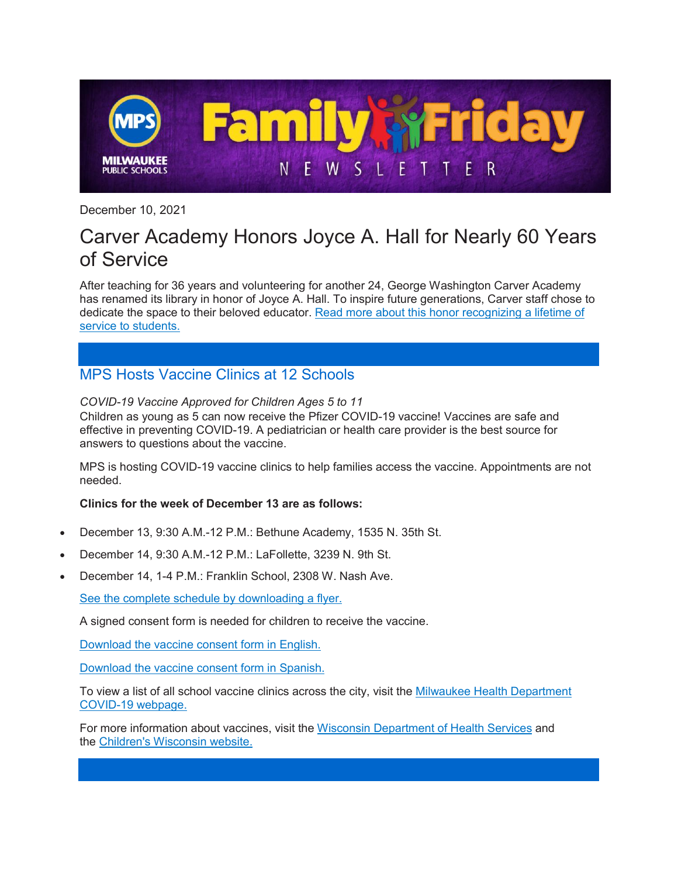# Family Friday Newsletter

December 10, 2021

# Carver Academy Honors Joyce A. Hall for Nearly 60 Years of Service

After teaching for 36 years and volunteering for another 24, George Washington Carver Academy has renamed its library in honor of Joyce A. Hall. To inspire future generations, Carver staff chose to dedicate the space to their beloved educator. Read more about this honor recognizing a lifetime of service to students.

## MPS Hosts Vaccine Clinics at 12 Schools

*COVID-19 Vaccine Approved for Children Ages 5 to 11*

Children as young as 5 can now receive the Pfizer COVID-19 vaccine! Vaccines are safe and effective in preventing COVID-19. A pediatrician or health care provider is the best source for answers to questions about the vaccine.

MPS is hosting COVID-19 vaccine clinics to help families access the vaccine. Appointments are not needed.

**Clinics for the week of December 13 are as follows:**

- December 13, 9:30 A.M.-12 P.M.: Bethune Academy, 1535 N. 35th St.
- December 14, 9:30 A.M.-12 P.M.: LaFollette, 3239 N. 9th St.
- December 14, 1-4 P.M.: Franklin School, 2308 W. Nash Ave.

See the complete schedule by downloading a flyer.

A signed consent form is needed for children to receive the vaccine.

Download the vaccine consent form in English.

Download the vaccine consent form in Spanish.

To view a list of all school vaccine clinics across the city, visit the Milwaukee Health Department COVID-19 webpage.

For more information about vaccines, visit the Wisconsin Department of Health Services and the Children's Wisconsin website.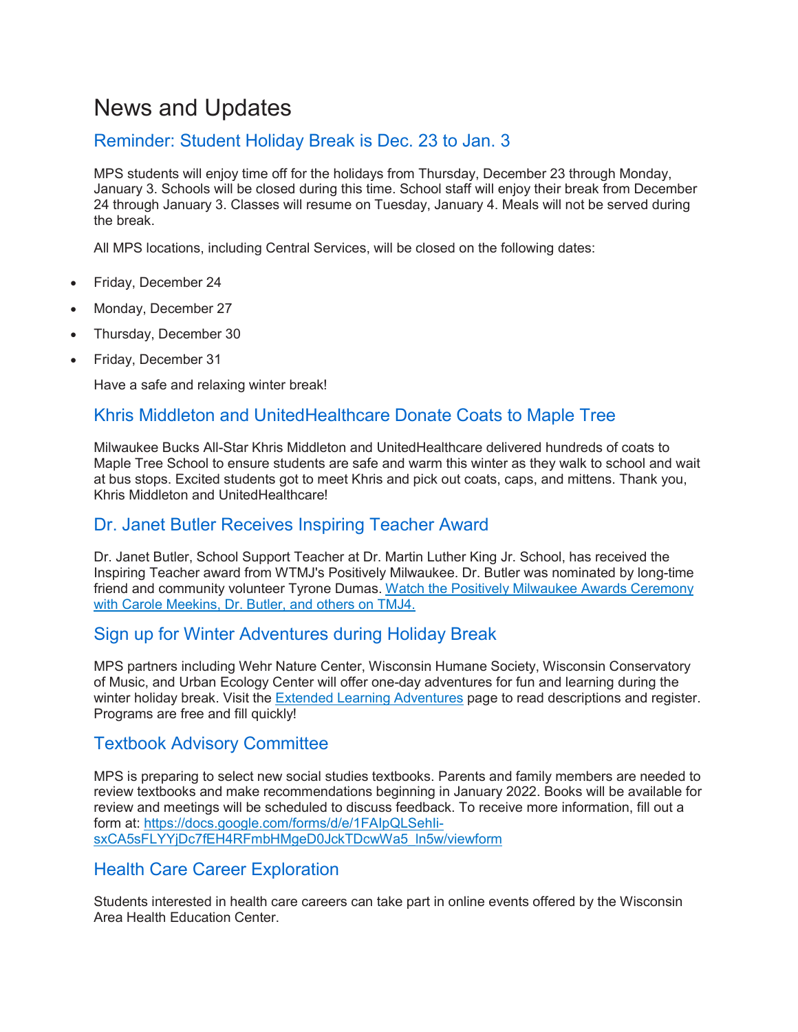# News and Updates

## Reminder: Student Holiday Break is Dec. 23 to Jan. 3

MPS students will enjoy time off for the holidays from Thursday, December 23 through Monday, January 3. Schools will be closed during this time. School staff will enjoy their break from December 24 through January 3. Classes will resume on Tuesday, January 4. Meals will not be served during the break.

All MPS locations, including Central Services, will be closed on the following dates:

- Friday, December 24
- Monday, December 27
- Thursday, December 30
- Friday, December 31

Have a safe and relaxing winter break!

## Khris Middleton and UnitedHealthcare Donate Coats to Maple Tree

Milwaukee Bucks All-Star Khris Middleton and UnitedHealthcare delivered hundreds of coats to Maple Tree School to ensure students are safe and warm this winter as they walk to school and wait at bus stops. Excited students got to meet Khris and pick out coats, caps, and mittens. Thank you, Khris Middleton and UnitedHealthcare!

## Dr. Janet Butler Receives Inspiring Teacher Award

Dr. Janet Butler, School Support Teacher at Dr. Martin Luther King Jr. School, has received the Inspiring Teacher award from WTMJ's Positively Milwaukee. Dr. Butler was nominated by long-time friend and community volunteer Tyrone Dumas. Watch the Positively Milwaukee Awards Ceremony with Carole Meekins, Dr. Butler, and others on TMJ4.

## Sign up for Winter Adventures during Holiday Break

MPS partners including Wehr Nature Center, Wisconsin Humane Society, Wisconsin Conservatory of Music, and Urban Ecology Center will offer one-day adventures for fun and learning during the winter holiday break. Visit the Extended Learning Adventures page to read descriptions and register. Programs are free and fill quickly!

## Textbook Advisory Committee

MPS is preparing to select new social studies textbooks. Parents and family members are needed to review textbooks and make recommendations beginning in January 2022. Books will be available for review and meetings will be scheduled to discuss feedback. To receive more information, fill out a form at: https://docs.google.com/forms/d/e/1FAIpQLSehli-sxCA5sFLYYjDc7fEH4RFmbHMgeD0JckTDcwWa5_ln5w/viewform

## Health Care Career Exploration

Students interested in health care careers can take part in online events offered by the Wisconsin Area Health Education Center.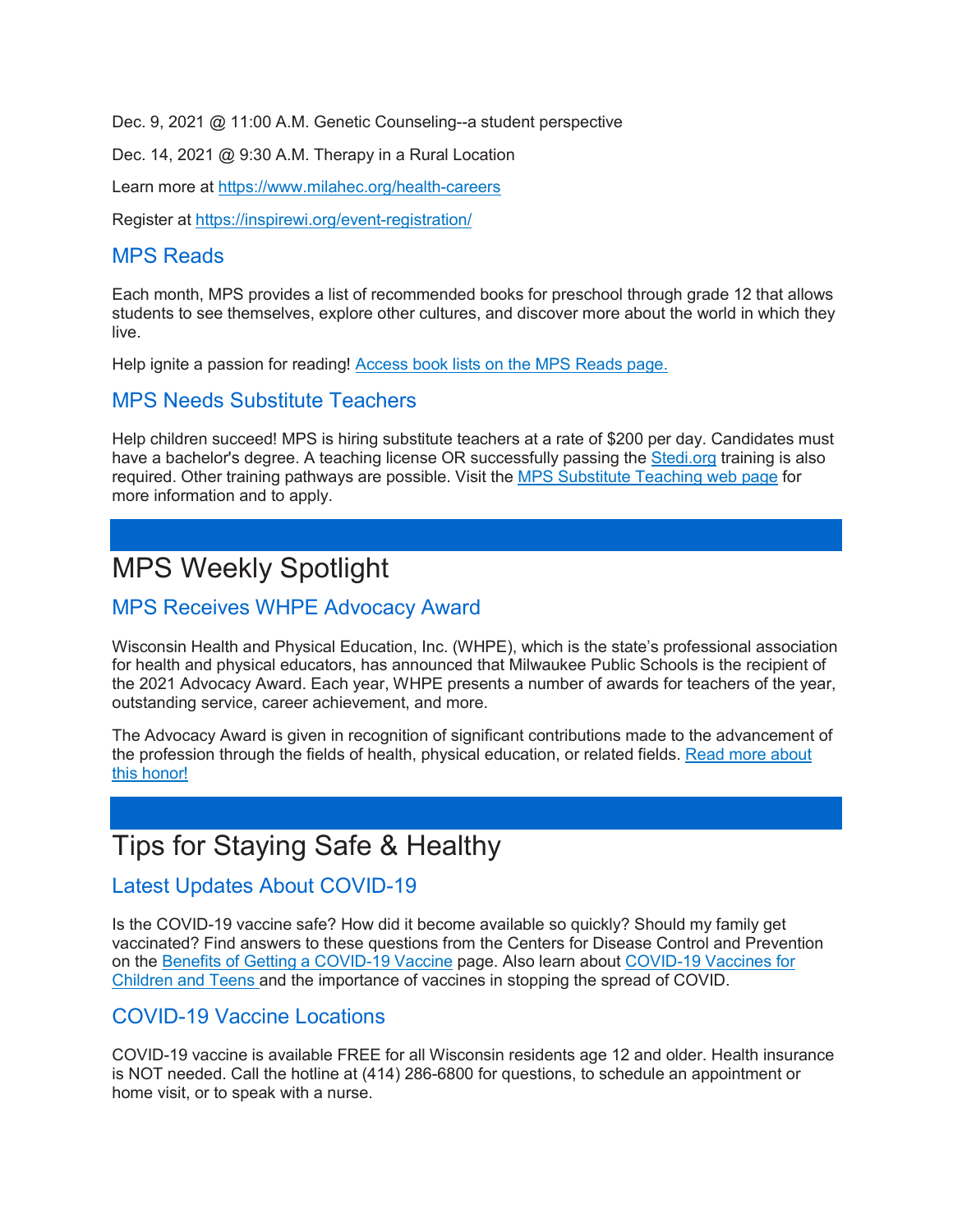Dec. 9, 2021 @ 11:00 A.M. Genetic Counseling--a student perspective

Dec. 14, 2021 @ 9:30 A.M. Therapy in a Rural Location

Learn more at https://www.milahec.org/health-careers

Register at https://inspirewi.org/event-registration/

## MPS Reads

Each month, MPS provides a list of recommended books for preschool through grade 12 that allows students to see themselves, explore other cultures, and discover more about the world in which they live.

Help ignite a passion for reading! Access book lists on the MPS Reads page.

## MPS Needs Substitute Teachers

Help children succeed! MPS is hiring substitute teachers at a rate of $200 per day. Candidates must have a bachelor's degree. A teaching license OR successfully passing the Stedi.org training is also required. Other training pathways are possible. Visit the MPS Substitute Teaching web page for more information and to apply.

# MPS Weekly Spotlight

## MPS Receives WHPE Advocacy Award

Wisconsin Health and Physical Education, Inc. (WHPE), which is the state's professional association for health and physical educators, has announced that Milwaukee Public Schools is the recipient of the 2021 Advocacy Award. Each year, WHPE presents a number of awards for teachers of the year, outstanding service, career achievement, and more.

The Advocacy Award is given in recognition of significant contributions made to the advancement of the profession through the fields of health, physical education, or related fields. Read more about this honor!

# Tips for Staying Safe & Healthy

## Latest Updates About COVID-19

Is the COVID-19 vaccine safe? How did it become available so quickly? Should my family get vaccinated? Find answers to these questions from the Centers for Disease Control and Prevention on the Benefits of Getting a COVID-19 Vaccine page. Also learn about COVID-19 Vaccines for Children and Teens and the importance of vaccines in stopping the spread of COVID.

## COVID-19 Vaccine Locations

COVID-19 vaccine is available FREE for all Wisconsin residents age 12 and older. Health insurance is NOT needed. Call the hotline at (414) 286-6800 for questions, to schedule an appointment or home visit, or to speak with a nurse.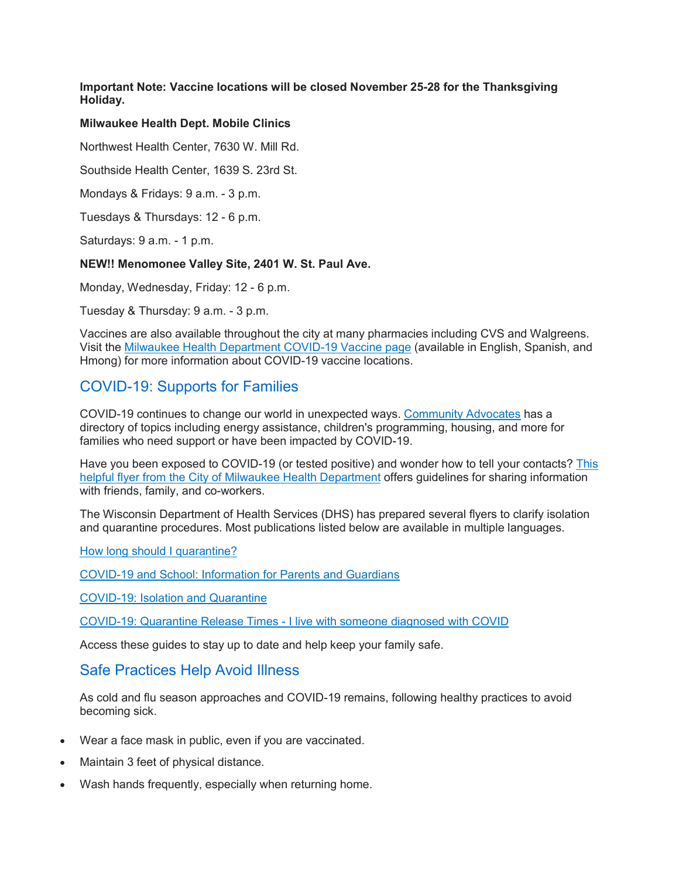**Important Note: Vaccine locations will be closed November 25-28 for the Thanksgiving Holiday.**

**Milwaukee Health Dept. Mobile Clinics**

Northwest Health Center, 7630 W. Mill Rd.

Southside Health Center, 1639 S. 23rd St.

Mondays & Fridays: 9 a.m. - 3 p.m.

Tuesdays & Thursdays: 12 - 6 p.m.

Saturdays: 9 a.m. - 1 p.m.

**NEW!! Menomonee Valley Site, 2401 W. St. Paul Ave.**

Monday, Wednesday, Friday: 12 - 6 p.m.

Tuesday & Thursday: 9 a.m. - 3 p.m.

Vaccines are also available throughout the city at many pharmacies including CVS and Walgreens. Visit the Milwaukee Health Department COVID-19 Vaccine page (available in English, Spanish, and Hmong) for more information about COVID-19 vaccine locations.

## COVID-19: Supports for Families

COVID-19 continues to change our world in unexpected ways. Community Advocates has a directory of topics including energy assistance, children's programming, housing, and more for families who need support or have been impacted by COVID-19.

Have you been exposed to COVID-19 (or tested positive) and wonder how to tell your contacts? This helpful flyer from the City of Milwaukee Health Department offers guidelines for sharing information with friends, family, and co-workers.

The Wisconsin Department of Health Services (DHS) has prepared several flyers to clarify isolation and quarantine procedures. Most publications listed below are available in multiple languages.

How long should I quarantine?

COVID-19 and School: Information for Parents and Guardians

COVID-19: Isolation and Quarantine

COVID-19: Quarantine Release Times - I live with someone diagnosed with COVID

Access these guides to stay up to date and help keep your family safe.

## Safe Practices Help Avoid Illness

As cold and flu season approaches and COVID-19 remains, following healthy practices to avoid becoming sick.

- Wear a face mask in public, even if you are vaccinated.
- Maintain 3 feet of physical distance.
- Wash hands frequently, especially when returning home.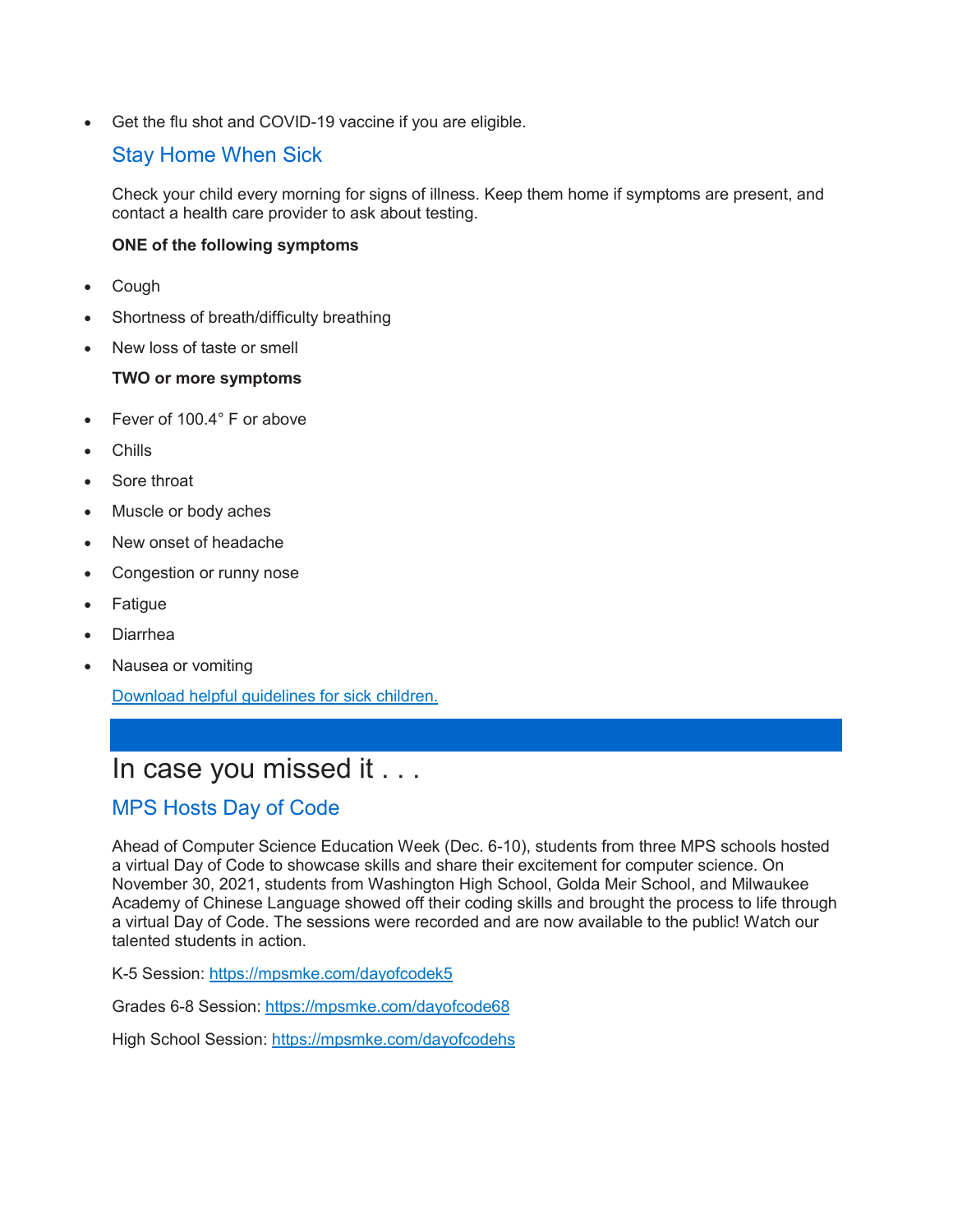- Get the flu shot and COVID-19 vaccine if you are eligible.

## Stay Home When Sick

Check your child every morning for signs of illness. Keep them home if symptoms are present, and contact a health care provider to ask about testing.

**ONE of the following symptoms**

- Cough
- Shortness of breath/difficulty breathing
- New loss of taste or smell

**TWO or more symptoms**

- Fever of 100.4° F or above
- Chills
- Sore throat
- Muscle or body aches
- New onset of headache
- Congestion or runny nose
- Fatigue
- Diarrhea
- Nausea or vomiting

Download helpful guidelines for sick children.

# In case you missed it . . .

## MPS Hosts Day of Code

Ahead of Computer Science Education Week (Dec. 6-10), students from three MPS schools hosted a virtual Day of Code to showcase skills and share their excitement for computer science. On November 30, 2021, students from Washington High School, Golda Meir School, and Milwaukee Academy of Chinese Language showed off their coding skills and brought the process to life through a virtual Day of Code. The sessions were recorded and are now available to the public! Watch our talented students in action.

K-5 Session: https://mpsmke.com/dayofcodek5

Grades 6-8 Session: https://mpsmke.com/dayofcode68

High School Session: https://mpsmke.com/dayofcodehs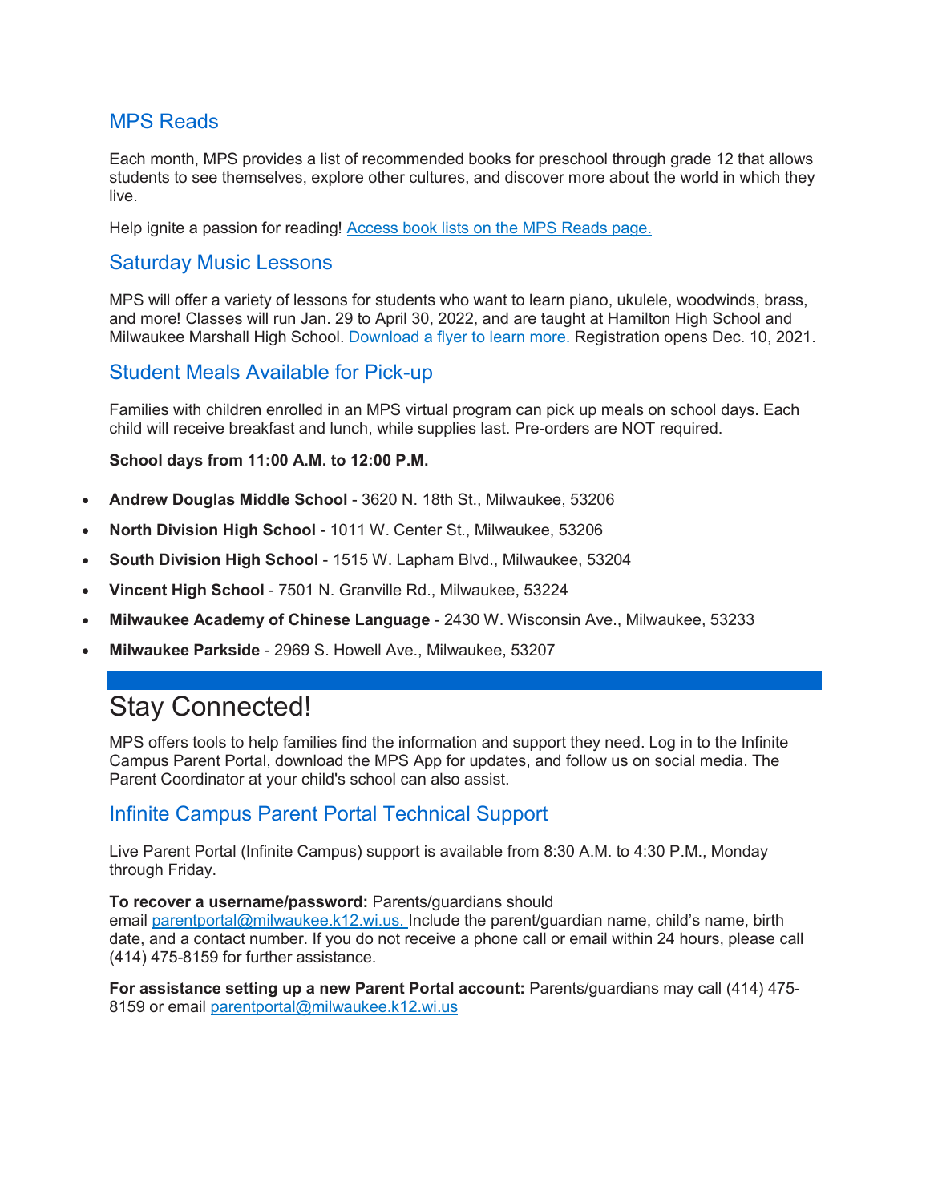## MPS Reads

Each month, MPS provides a list of recommended books for preschool through grade 12 that allows students to see themselves, explore other cultures, and discover more about the world in which they live.

Help ignite a passion for reading! Access book lists on the MPS Reads page.

## Saturday Music Lessons

MPS will offer a variety of lessons for students who want to learn piano, ukulele, woodwinds, brass, and more! Classes will run Jan. 29 to April 30, 2022, and are taught at Hamilton High School and Milwaukee Marshall High School. Download a flyer to learn more. Registration opens Dec. 10, 2021.

## Student Meals Available for Pick-up

Families with children enrolled in an MPS virtual program can pick up meals on school days. Each child will receive breakfast and lunch, while supplies last. Pre-orders are NOT required.

**School days from 11:00 A.M. to 12:00 P.M.**

- **Andrew Douglas Middle School** - 3620 N. 18th St., Milwaukee, 53206
- **North Division High School** - 1011 W. Center St., Milwaukee, 53206
- **South Division High School** - 1515 W. Lapham Blvd., Milwaukee, 53204
- **Vincent High School** - 7501 N. Granville Rd., Milwaukee, 53224
- **Milwaukee Academy of Chinese Language** - 2430 W. Wisconsin Ave., Milwaukee, 53233
- **Milwaukee Parkside** - 2969 S. Howell Ave., Milwaukee, 53207

# Stay Connected!

MPS offers tools to help families find the information and support they need. Log in to the Infinite Campus Parent Portal, download the MPS App for updates, and follow us on social media. The Parent Coordinator at your child's school can also assist.

## Infinite Campus Parent Portal Technical Support

Live Parent Portal (Infinite Campus) support is available from 8:30 A.M. to 4:30 P.M., Monday through Friday.

**To recover a username/password:** Parents/guardians should email parentportal@milwaukee.k12.wi.us. Include the parent/guardian name, child's name, birth date, and a contact number. If you do not receive a phone call or email within 24 hours, please call (414) 475-8159 for further assistance.

**For assistance setting up a new Parent Portal account:** Parents/guardians may call (414) 475-8159 or email parentportal@milwaukee.k12.wi.us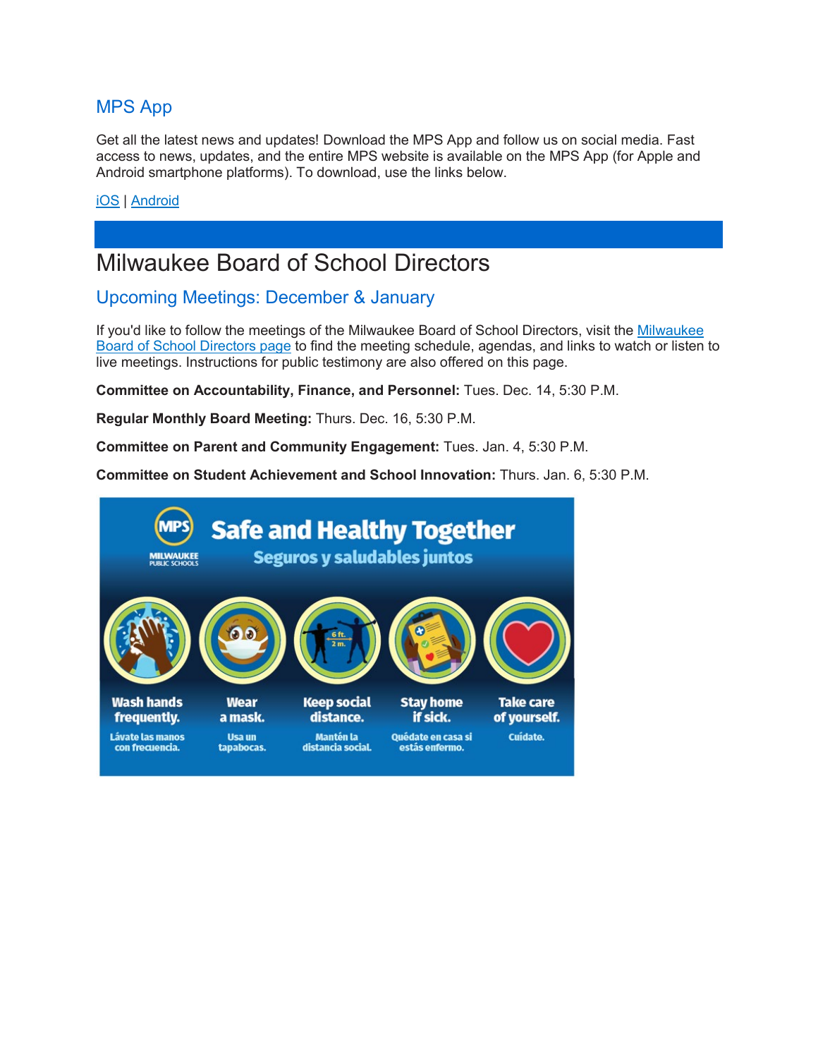## MPS App

Get all the latest news and updates! Download the MPS App and follow us on social media. Fast access to news, updates, and the entire MPS website is available on the MPS App (for Apple and Android smartphone platforms). To download, use the links below.

iOS | Android

# Milwaukee Board of School Directors

## Upcoming Meetings: December & January

If you'd like to follow the meetings of the Milwaukee Board of School Directors, visit the Milwaukee Board of School Directors page to find the meeting schedule, agendas, and links to watch or listen to live meetings. Instructions for public testimony are also offered on this page.

**Committee on Accountability, Finance, and Personnel:** Tues. Dec. 14, 5:30 P.M.

**Regular Monthly Board Meeting:** Thurs. Dec. 16, 5:30 P.M.

**Committee on Parent and Community Engagement:** Tues. Jan. 4, 5:30 P.M.

**Committee on Student Achievement and School Innovation:** Thurs. Jan. 6, 5:30 P.M.

MPS
MILWAUKEE PUBLIC SCHOOLS

Safe and Healthy Together
Seguros y saludables juntos

Wash hands frequently.
Lávate las manos con frecuencia.

Wear a mask.
Usa un tapabocas.

6 ft.
2 m.

Keep social distance.
Mantén la distancia social.

Stay home if sick.
Quédate en casa si estás enfermo.

Take care of yourself.
Cuídate.